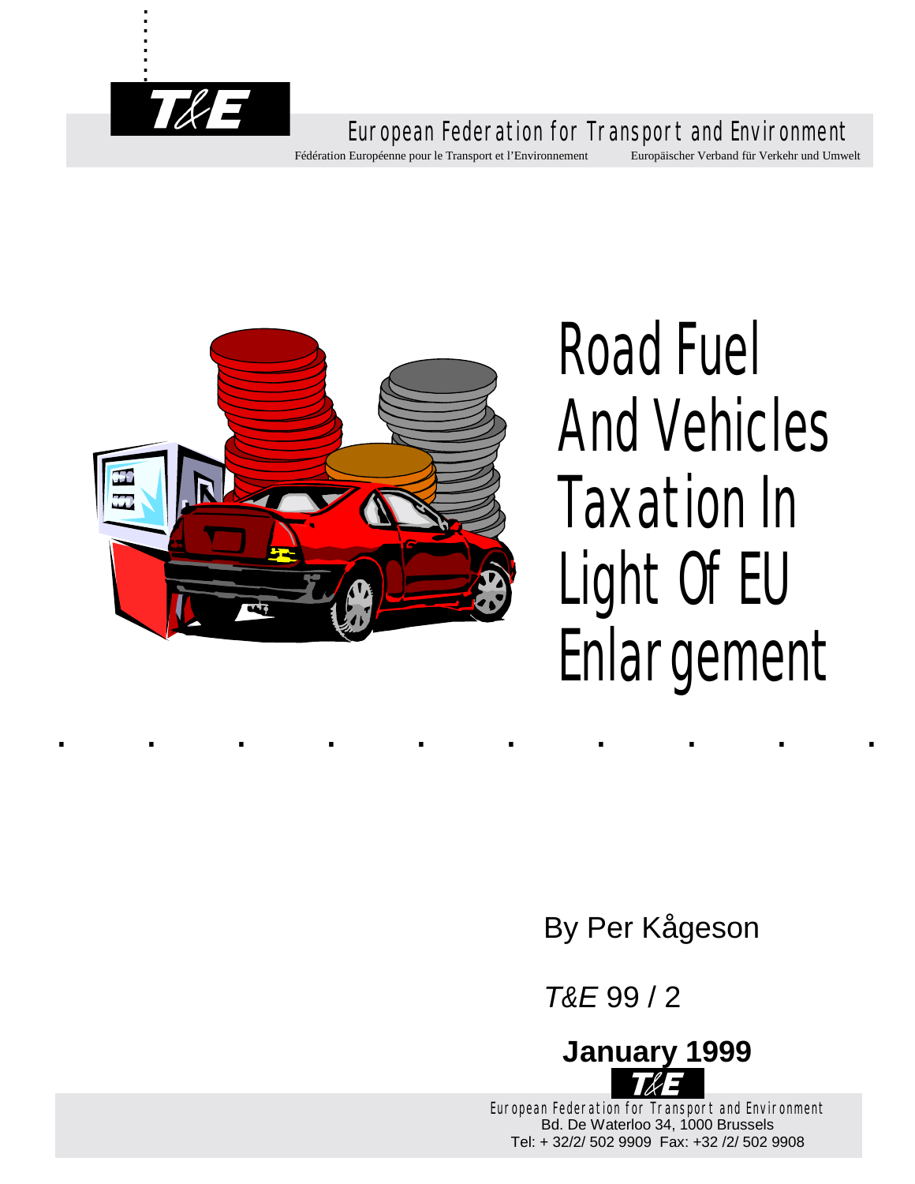T&E

European Federation for Transport and Environment

Fédération Européenne pour le Transport et l'Environnement    Europäischer Verband für Verkehr und Umwelt

# Road Fuel And Vehicles Taxation In Light Of EU Enlargement

By Per Kågeson

*T&E* 99 / 2

**January 1999**

T&E

European Federation for Transport and Environment
Bd. De Waterloo 34, 1000 Brussels
Tel: + 32/2/ 502 9909 Fax: +32 /2/ 502 9908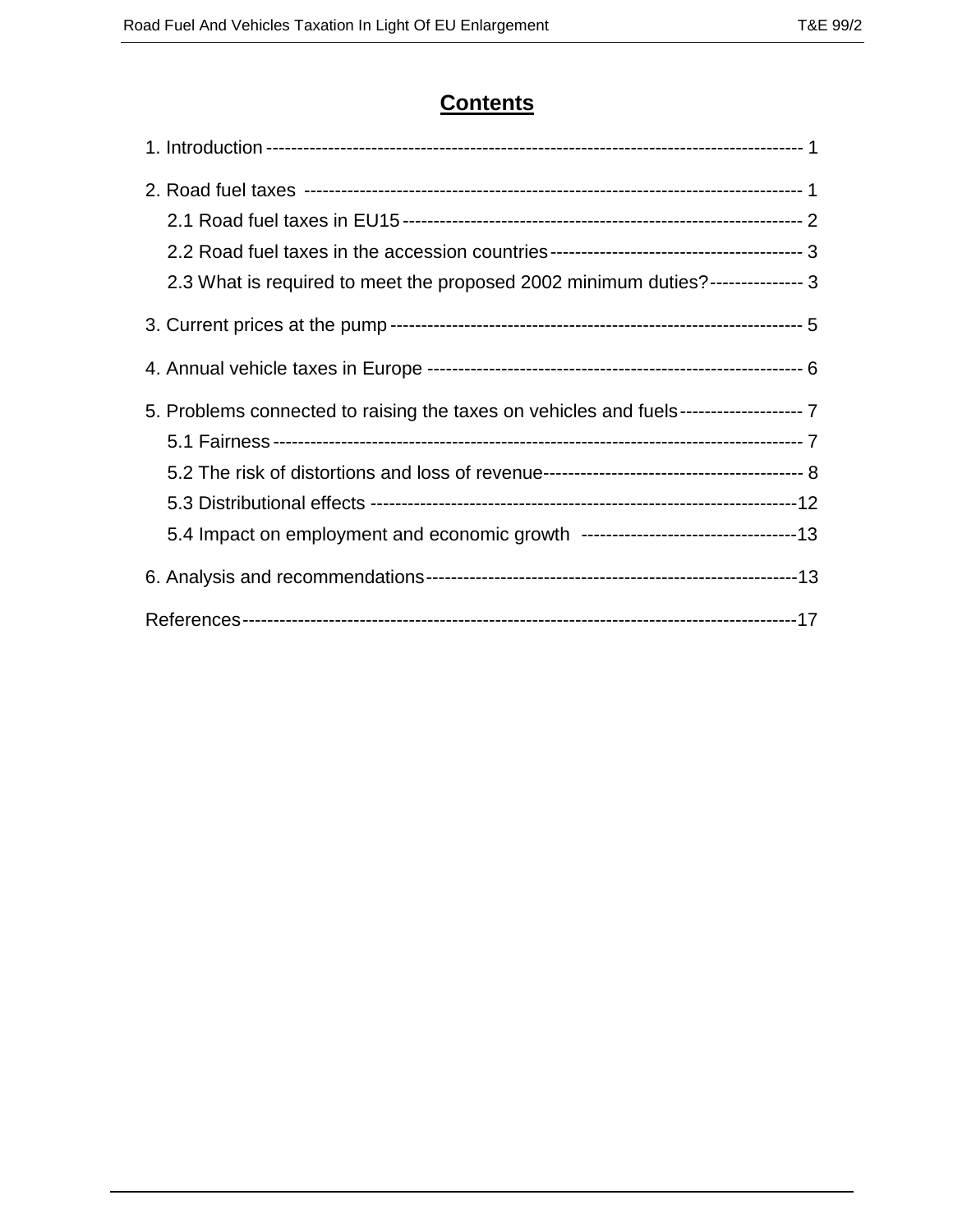# Contents

1. Introduction ---------------------------------------------------------------------------------- 1

2. Road fuel taxes ------------------------------------------------------------------------------ 1

   2.1 Road fuel taxes in EU15 --------------------------------------------------------------- 2

   2.2 Road fuel taxes in the accession countries ---------------------------------------- 3

   2.3 What is required to meet the proposed 2002 minimum duties? -------------- 3

3. Current prices at the pump ------------------------------------------------------------------ 5

4. Annual vehicle taxes in Europe ----------------------------------------------------------- 6

5. Problems connected to raising the taxes on vehicles and fuels ------------------- 7

   5.1 Fairness ----------------------------------------------------------------------------------- 7

   5.2 The risk of distortions and loss of revenue ----------------------------------------- 8

   5.3 Distributional effects -------------------------------------------------------------------12

   5.4 Impact on employment and economic growth ----------------------------------13

6. Analysis and recommendations -----------------------------------------------------------13

References ---------------------------------------------------------------------------------------17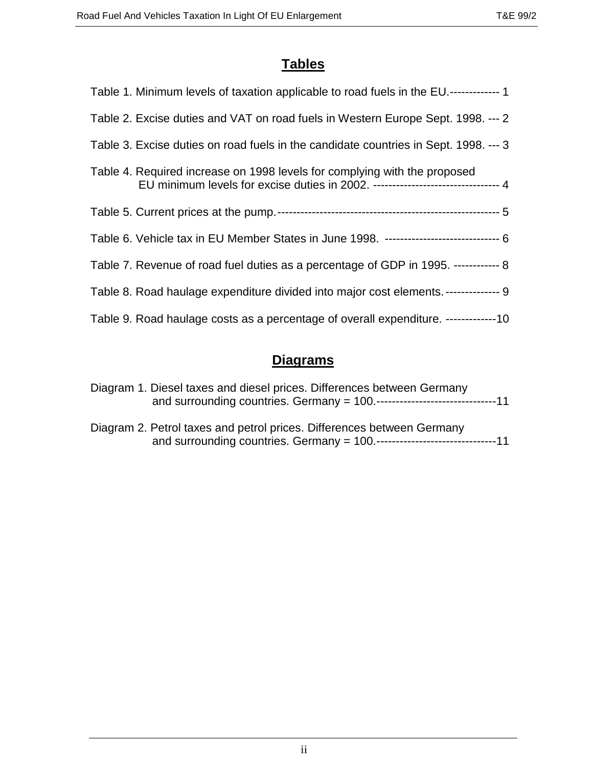## Tables

Table 1. Minimum levels of taxation applicable to road fuels in the EU.------------- 1

Table 2. Excise duties and VAT on road fuels in Western Europe Sept. 1998. --- 2

Table 3. Excise duties on road fuels in the candidate countries in Sept. 1998. --- 3

Table 4. Required increase on 1998 levels for complying with the proposed EU minimum levels for excise duties in 2002. --------------------------------- 4

Table 5. Current prices at the pump.---------------------------------------------------------- 5

Table 6. Vehicle tax in EU Member States in June 1998. ------------------------------ 6

Table 7. Revenue of road fuel duties as a percentage of GDP in 1995. ------------ 8

Table 8. Road haulage expenditure divided into major cost elements.-------------- 9

Table 9. Road haulage costs as a percentage of overall expenditure. -------------10

## Diagrams

Diagram 1. Diesel taxes and diesel prices. Differences between Germany and surrounding countries. Germany = 100.-------------------------------11

Diagram 2. Petrol taxes and petrol prices. Differences between Germany and surrounding countries. Germany = 100.-------------------------------11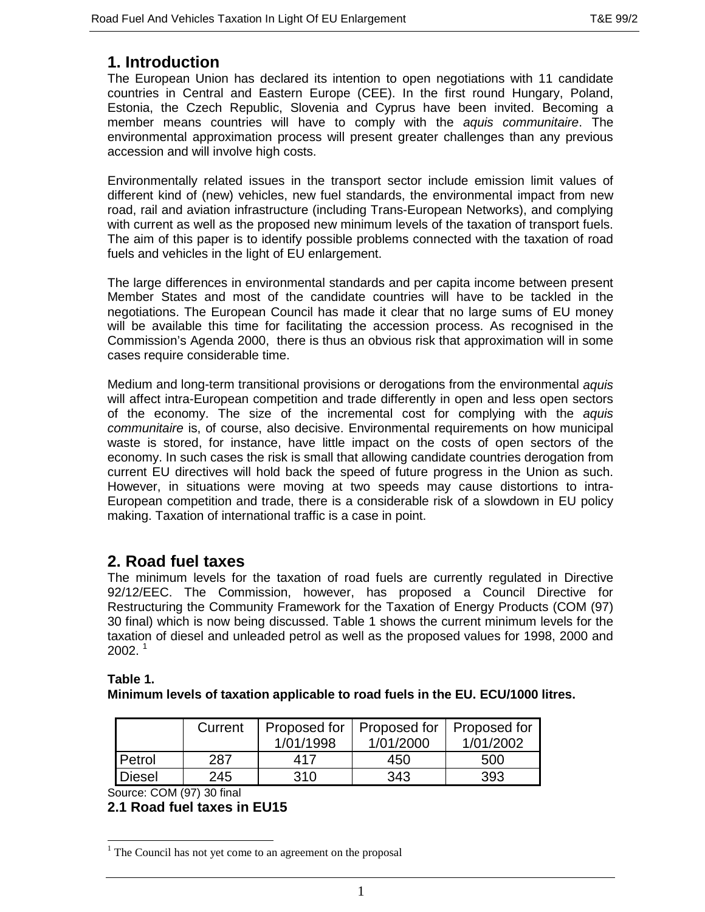# 1. Introduction

The European Union has declared its intention to open negotiations with 11 candidate countries in Central and Eastern Europe (CEE). In the first round Hungary, Poland, Estonia, the Czech Republic, Slovenia and Cyprus have been invited. Becoming a member means countries will have to comply with the *aquis communitaire*. The environmental approximation process will present greater challenges than any previous accession and will involve high costs.

Environmentally related issues in the transport sector include emission limit values of different kind of (new) vehicles, new fuel standards, the environmental impact from new road, rail and aviation infrastructure (including Trans-European Networks), and complying with current as well as the proposed new minimum levels of the taxation of transport fuels. The aim of this paper is to identify possible problems connected with the taxation of road fuels and vehicles in the light of EU enlargement.

The large differences in environmental standards and per capita income between present Member States and most of the candidate countries will have to be tackled in the negotiations. The European Council has made it clear that no large sums of EU money will be available this time for facilitating the accession process. As recognised in the Commission's Agenda 2000, there is thus an obvious risk that approximation will in some cases require considerable time.

Medium and long-term transitional provisions or derogations from the environmental *aquis* will affect intra-European competition and trade differently in open and less open sectors of the economy. The size of the incremental cost for complying with the *aquis communitaire* is, of course, also decisive. Environmental requirements on how municipal waste is stored, for instance, have little impact on the costs of open sectors of the economy. In such cases the risk is small that allowing candidate countries derogation from current EU directives will hold back the speed of future progress in the Union as such. However, in situations were moving at two speeds may cause distortions to intra-European competition and trade, there is a considerable risk of a slowdown in EU policy making. Taxation of international traffic is a case in point.

# 2. Road fuel taxes

The minimum levels for the taxation of road fuels are currently regulated in Directive 92/12/EEC. The Commission, however, has proposed a Council Directive for Restructuring the Community Framework for the Taxation of Energy Products (COM (97) 30 final) which is now being discussed. Table 1 shows the current minimum levels for the taxation of diesel and unleaded petrol as well as the proposed values for 1998, 2000 and 2002. [1]

**Table 1.**
**Minimum levels of taxation applicable to road fuels in the EU. ECU/1000 litres.**

| | Current | Proposed for 1/01/1998 | Proposed for 1/01/2000 | Proposed for 1/01/2002 |
|---|---|---|---|---|
| Petrol | 287 | 417 | 450 | 500 |
| Diesel | 245 | 310 | 343 | 393 |

Source: COM (97) 30 final

## 2.1 Road fuel taxes in EU15

[1] The Council has not yet come to an agreement on the proposal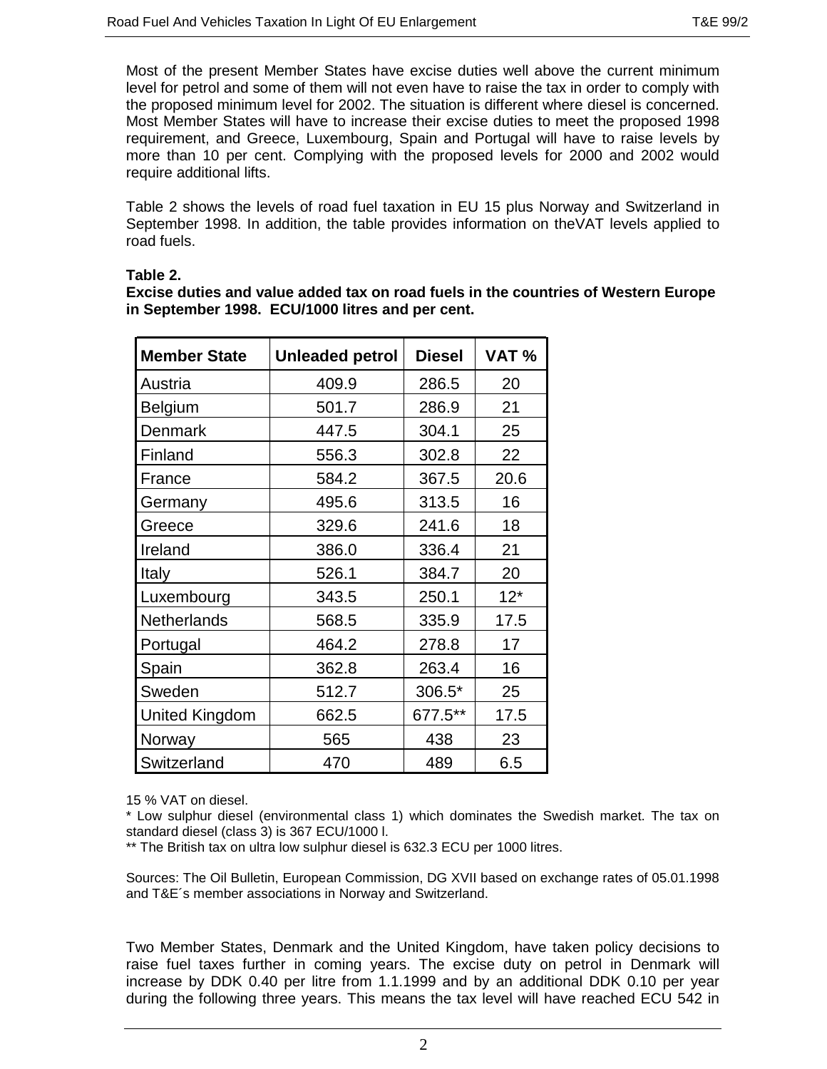Most of the present Member States have excise duties well above the current minimum level for petrol and some of them will not even have to raise the tax in order to comply with the proposed minimum level for 2002. The situation is different where diesel is concerned. Most Member States will have to increase their excise duties to meet the proposed 1998 requirement, and Greece, Luxembourg, Spain and Portugal will have to raise levels by more than 10 per cent. Complying with the proposed levels for 2000 and 2002 would require additional lifts.

Table 2 shows the levels of road fuel taxation in EU 15 plus Norway and Switzerland in September 1998. In addition, the table provides information on theVAT levels applied to road fuels.

**Table 2.**
**Excise duties and value added tax on road fuels in the countries of Western Europe in September 1998. ECU/1000 litres and per cent.**

| Member State | Unleaded petrol | Diesel | VAT % |
|---|---|---|---|
| Austria | 409.9 | 286.5 | 20 |
| Belgium | 501.7 | 286.9 | 21 |
| Denmark | 447.5 | 304.1 | 25 |
| Finland | 556.3 | 302.8 | 22 |
| France | 584.2 | 367.5 | 20.6 |
| Germany | 495.6 | 313.5 | 16 |
| Greece | 329.6 | 241.6 | 18 |
| Ireland | 386.0 | 336.4 | 21 |
| Italy | 526.1 | 384.7 | 20 |
| Luxembourg | 343.5 | 250.1 | 12* |
| Netherlands | 568.5 | 335.9 | 17.5 |
| Portugal | 464.2 | 278.8 | 17 |
| Spain | 362.8 | 263.4 | 16 |
| Sweden | 512.7 | 306.5* | 25 |
| United Kingdom | 662.5 | 677.5** | 17.5 |
| Norway | 565 | 438 | 23 |
| Switzerland | 470 | 489 | 6.5 |

15 % VAT on diesel.
* Low sulphur diesel (environmental class 1) which dominates the Swedish market. The tax on standard diesel (class 3) is 367 ECU/1000 l.
** The British tax on ultra low sulphur diesel is 632.3 ECU per 1000 litres.

Sources: The Oil Bulletin, European Commission, DG XVII based on exchange rates of 05.01.1998 and T&E´s member associations in Norway and Switzerland.

Two Member States, Denmark and the United Kingdom, have taken policy decisions to raise fuel taxes further in coming years. The excise duty on petrol in Denmark will increase by DDK 0.40 per litre from 1.1.1999 and by an additional DDK 0.10 per year during the following three years. This means the tax level will have reached ECU 542 in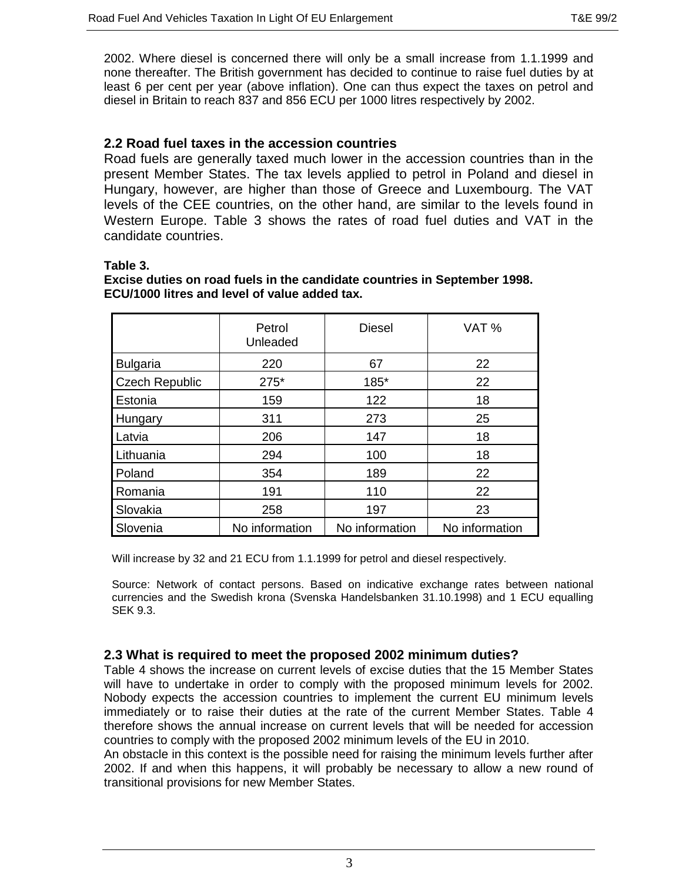2002. Where diesel is concerned there will only be a small increase from 1.1.1999 and none thereafter. The British government has decided to continue to raise fuel duties by at least 6 per cent per year (above inflation). One can thus expect the taxes on petrol and diesel in Britain to reach 837 and 856 ECU per 1000 litres respectively by 2002.

## 2.2 Road fuel taxes in the accession countries

Road fuels are generally taxed much lower in the accession countries than in the present Member States. The tax levels applied to petrol in Poland and diesel in Hungary, however, are higher than those of Greece and Luxembourg. The VAT levels of the CEE countries, on the other hand, are similar to the levels found in Western Europe. Table 3 shows the rates of road fuel duties and VAT in the candidate countries.

**Table 3.**
**Excise duties on road fuels in the candidate countries in September 1998. ECU/1000 litres and level of value added tax.**

| | Petrol Unleaded | Diesel | VAT % |
|---|---|---|---|
| Bulgaria | 220 | 67 | 22 |
| Czech Republic | 275* | 185* | 22 |
| Estonia | 159 | 122 | 18 |
| Hungary | 311 | 273 | 25 |
| Latvia | 206 | 147 | 18 |
| Lithuania | 294 | 100 | 18 |
| Poland | 354 | 189 | 22 |
| Romania | 191 | 110 | 22 |
| Slovakia | 258 | 197 | 23 |
| Slovenia | No information | No information | No information |

Will increase by 32 and 21 ECU from 1.1.1999 for petrol and diesel respectively.

Source: Network of contact persons. Based on indicative exchange rates between national currencies and the Swedish krona (Svenska Handelsbanken 31.10.1998) and 1 ECU equalling SEK 9.3.

## 2.3 What is required to meet the proposed 2002 minimum duties?

Table 4 shows the increase on current levels of excise duties that the 15 Member States will have to undertake in order to comply with the proposed minimum levels for 2002. Nobody expects the accession countries to implement the current EU minimum levels immediately or to raise their duties at the rate of the current Member States. Table 4 therefore shows the annual increase on current levels that will be needed for accession countries to comply with the proposed 2002 minimum levels of the EU in 2010.
An obstacle in this context is the possible need for raising the minimum levels further after 2002. If and when this happens, it will probably be necessary to allow a new round of transitional provisions for new Member States.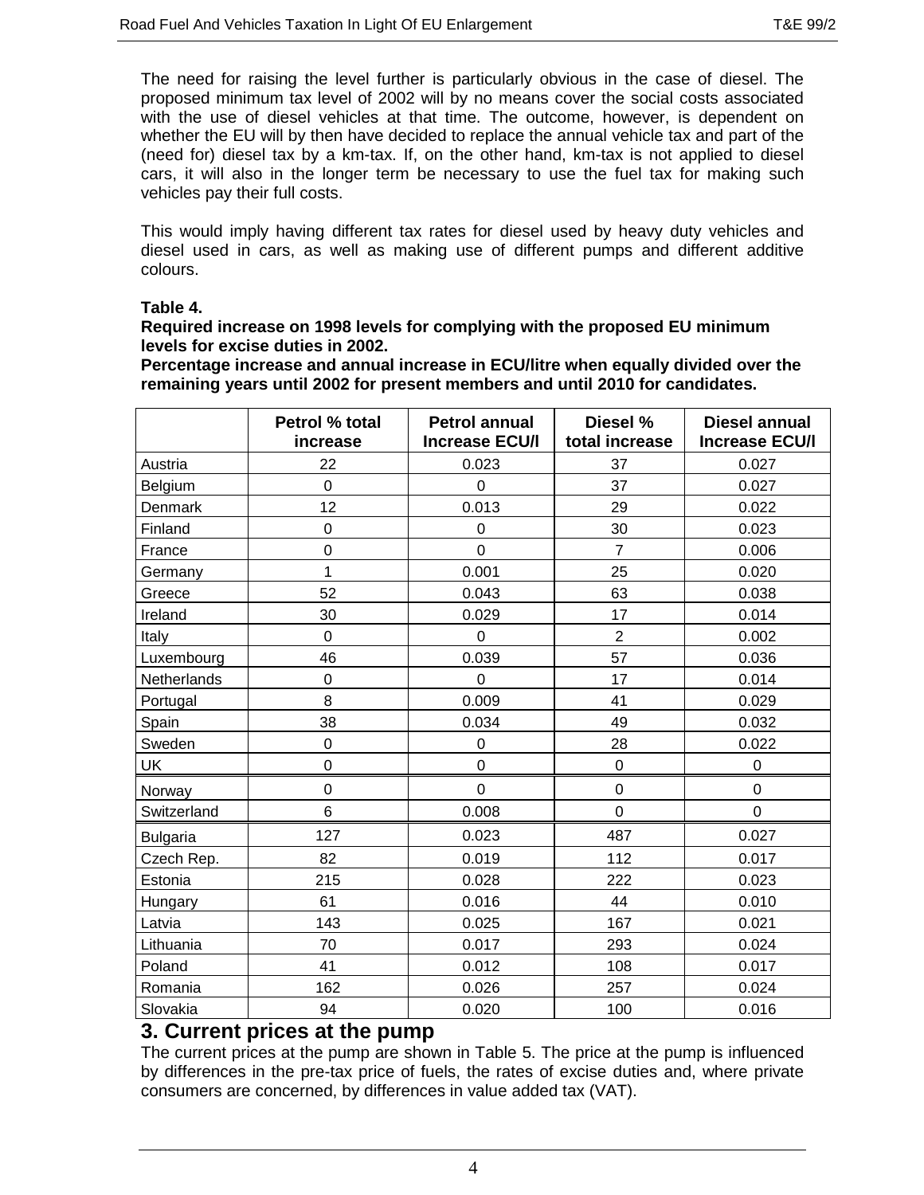The need for raising the level further is particularly obvious in the case of diesel. The proposed minimum tax level of 2002 will by no means cover the social costs associated with the use of diesel vehicles at that time. The outcome, however, is dependent on whether the EU will by then have decided to replace the annual vehicle tax and part of the (need for) diesel tax by a km-tax. If, on the other hand, km-tax is not applied to diesel cars, it will also in the longer term be necessary to use the fuel tax for making such vehicles pay their full costs.

This would imply having different tax rates for diesel used by heavy duty vehicles and diesel used in cars, as well as making use of different pumps and different additive colours.

**Table 4.**
**Required increase on 1998 levels for complying with the proposed EU minimum levels for excise duties in 2002.**
**Percentage increase and annual increase in ECU/litre when equally divided over the remaining years until 2002 for present members and until 2010 for candidates.**

| | Petrol % total increase | Petrol annual Increase ECU/l | Diesel % total increase | Diesel annual Increase ECU/l |
|---|---|---|---|---|
| Austria | 22 | 0.023 | 37 | 0.027 |
| Belgium | 0 | 0 | 37 | 0.027 |
| Denmark | 12 | 0.013 | 29 | 0.022 |
| Finland | 0 | 0 | 30 | 0.023 |
| France | 0 | 0 | 7 | 0.006 |
| Germany | 1 | 0.001 | 25 | 0.020 |
| Greece | 52 | 0.043 | 63 | 0.038 |
| Ireland | 30 | 0.029 | 17 | 0.014 |
| Italy | 0 | 0 | 2 | 0.002 |
| Luxembourg | 46 | 0.039 | 57 | 0.036 |
| Netherlands | 0 | 0 | 17 | 0.014 |
| Portugal | 8 | 0.009 | 41 | 0.029 |
| Spain | 38 | 0.034 | 49 | 0.032 |
| Sweden | 0 | 0 | 28 | 0.022 |
| UK | 0 | 0 | 0 | 0 |
| Norway | 0 | 0 | 0 | 0 |
| Switzerland | 6 | 0.008 | 0 | 0 |
| Bulgaria | 127 | 0.023 | 487 | 0.027 |
| Czech Rep. | 82 | 0.019 | 112 | 0.017 |
| Estonia | 215 | 0.028 | 222 | 0.023 |
| Hungary | 61 | 0.016 | 44 | 0.010 |
| Latvia | 143 | 0.025 | 167 | 0.021 |
| Lithuania | 70 | 0.017 | 293 | 0.024 |
| Poland | 41 | 0.012 | 108 | 0.017 |
| Romania | 162 | 0.026 | 257 | 0.024 |
| Slovakia | 94 | 0.020 | 100 | 0.016 |

## 3. Current prices at the pump

The current prices at the pump are shown in Table 5. The price at the pump is influenced by differences in the pre-tax price of fuels, the rates of excise duties and, where private consumers are concerned, by differences in value added tax (VAT).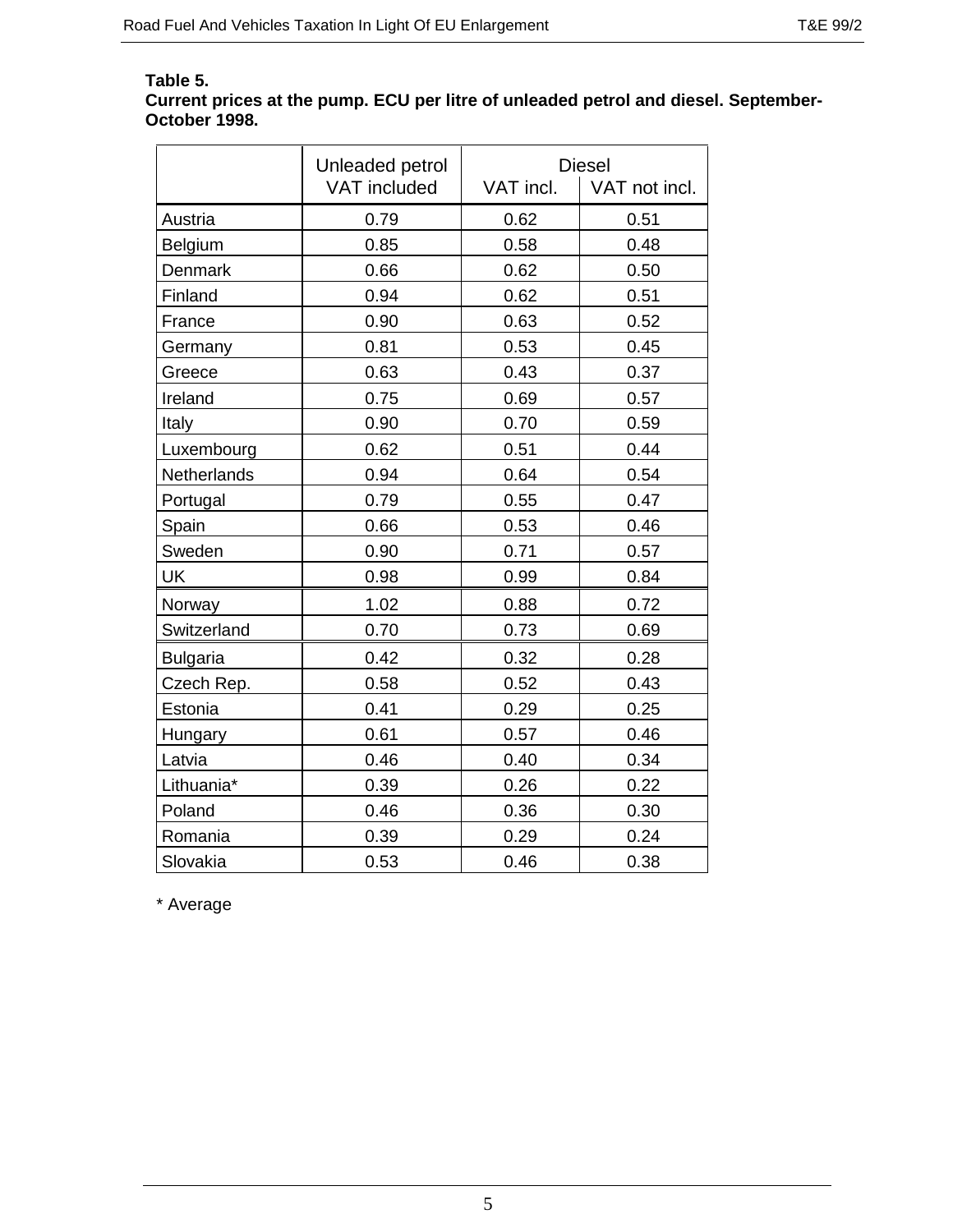**Table 5.**
**Current prices at the pump. ECU per litre of unleaded petrol and diesel. September-October 1998.**

| | Unleaded petrol VAT included | Diesel VAT incl. | Diesel VAT not incl. |
|---|---|---|---|
| Austria | 0.79 | 0.62 | 0.51 |
| Belgium | 0.85 | 0.58 | 0.48 |
| Denmark | 0.66 | 0.62 | 0.50 |
| Finland | 0.94 | 0.62 | 0.51 |
| France | 0.90 | 0.63 | 0.52 |
| Germany | 0.81 | 0.53 | 0.45 |
| Greece | 0.63 | 0.43 | 0.37 |
| Ireland | 0.75 | 0.69 | 0.57 |
| Italy | 0.90 | 0.70 | 0.59 |
| Luxembourg | 0.62 | 0.51 | 0.44 |
| Netherlands | 0.94 | 0.64 | 0.54 |
| Portugal | 0.79 | 0.55 | 0.47 |
| Spain | 0.66 | 0.53 | 0.46 |
| Sweden | 0.90 | 0.71 | 0.57 |
| UK | 0.98 | 0.99 | 0.84 |
| Norway | 1.02 | 0.88 | 0.72 |
| Switzerland | 0.70 | 0.73 | 0.69 |
| Bulgaria | 0.42 | 0.32 | 0.28 |
| Czech Rep. | 0.58 | 0.52 | 0.43 |
| Estonia | 0.41 | 0.29 | 0.25 |
| Hungary | 0.61 | 0.57 | 0.46 |
| Latvia | 0.46 | 0.40 | 0.34 |
| Lithuania* | 0.39 | 0.26 | 0.22 |
| Poland | 0.46 | 0.36 | 0.30 |
| Romania | 0.39 | 0.29 | 0.24 |
| Slovakia | 0.53 | 0.46 | 0.38 |

* Average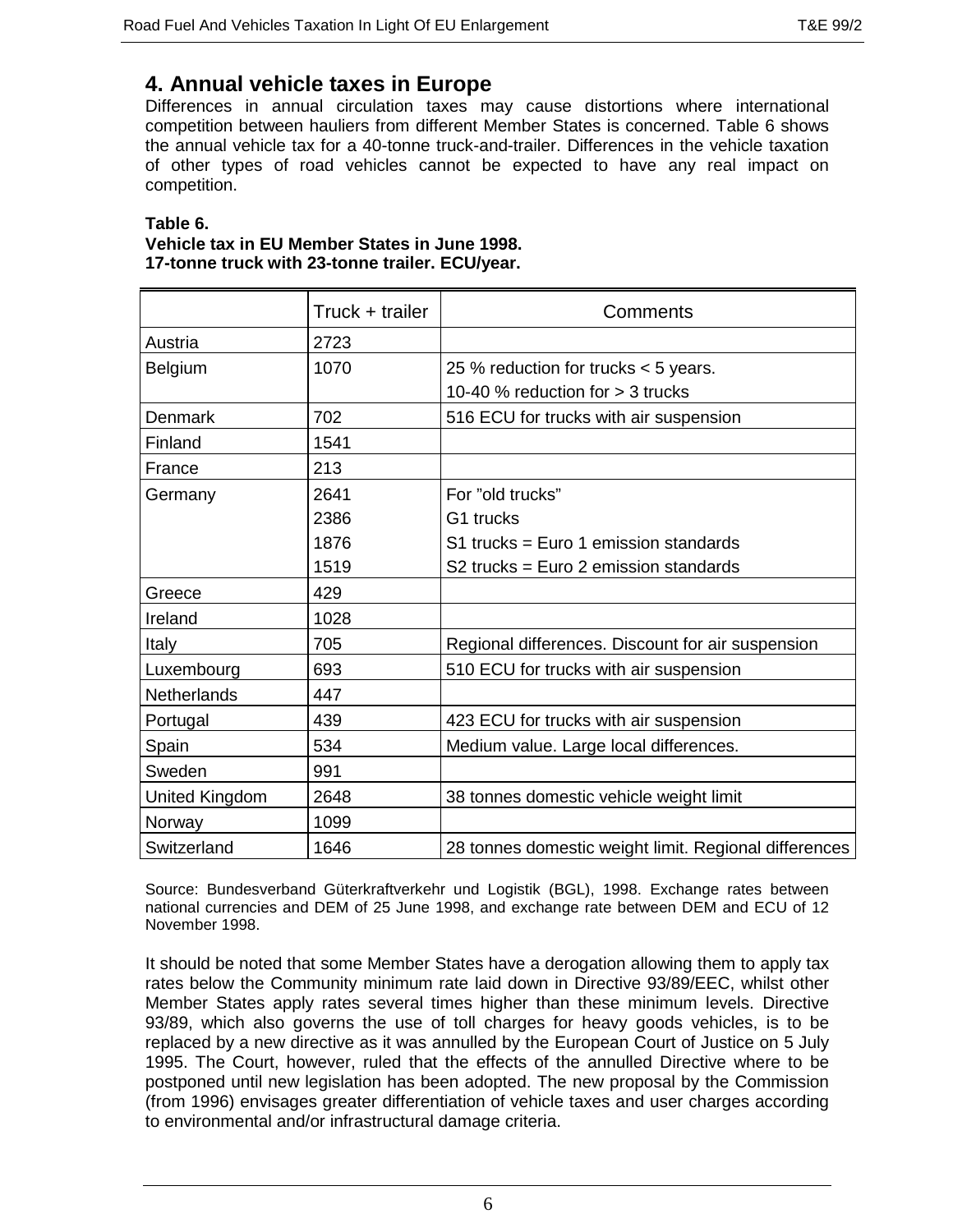## 4. Annual vehicle taxes in Europe

Differences in annual circulation taxes may cause distortions where international competition between hauliers from different Member States is concerned. Table 6 shows the annual vehicle tax for a 40-tonne truck-and-trailer. Differences in the vehicle taxation of other types of road vehicles cannot be expected to have any real impact on competition.

**Table 6.**
**Vehicle tax in EU Member States in June 1998.**
**17-tonne truck with 23-tonne trailer. ECU/year.**

| | Truck + trailer | Comments |
|---|---|---|
| Austria | 2723 | |
| Belgium | 1070 | 25 % reduction for trucks < 5 years.<br>10-40 % reduction for > 3 trucks |
| Denmark | 702 | 516 ECU for trucks with air suspension |
| Finland | 1541 | |
| France | 213 | |
| Germany | 2641<br>2386<br>1876<br>1519 | For ”old trucks”<br>G1 trucks<br>S1 trucks = Euro 1 emission standards<br>S2 trucks = Euro 2 emission standards |
| Greece | 429 | |
| Ireland | 1028 | |
| Italy | 705 | Regional differences. Discount for air suspension |
| Luxembourg | 693 | 510 ECU for trucks with air suspension |
| Netherlands | 447 | |
| Portugal | 439 | 423 ECU for trucks with air suspension |
| Spain | 534 | Medium value. Large local differences. |
| Sweden | 991 | |
| United Kingdom | 2648 | 38 tonnes domestic vehicle weight limit |
| Norway | 1099 | |
| Switzerland | 1646 | 28 tonnes domestic weight limit. Regional differences |

Source: Bundesverband Güterkraftverkehr und Logistik (BGL), 1998. Exchange rates between national currencies and DEM of 25 June 1998, and exchange rate between DEM and ECU of 12 November 1998.

It should be noted that some Member States have a derogation allowing them to apply tax rates below the Community minimum rate laid down in Directive 93/89/EEC, whilst other Member States apply rates several times higher than these minimum levels. Directive 93/89, which also governs the use of toll charges for heavy goods vehicles, is to be replaced by a new directive as it was annulled by the European Court of Justice on 5 July 1995. The Court, however, ruled that the effects of the annulled Directive where to be postponed until new legislation has been adopted. The new proposal by the Commission (from 1996) envisages greater differentiation of vehicle taxes and user charges according to environmental and/or infrastructural damage criteria.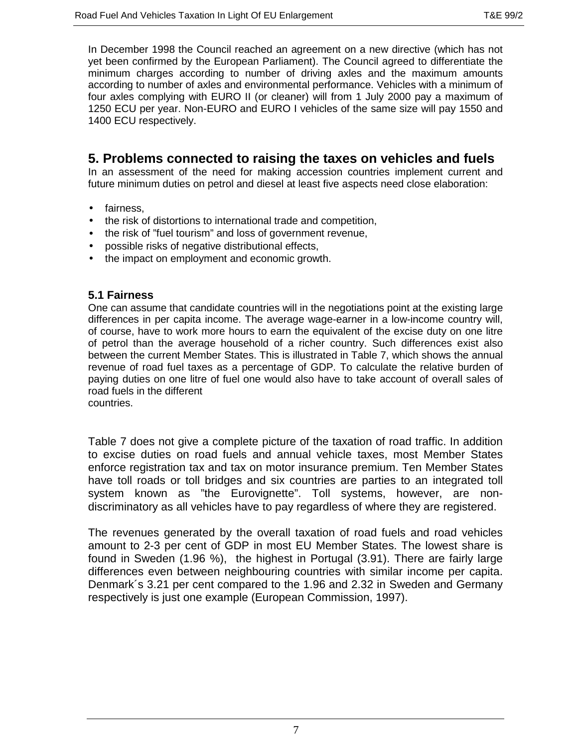In December 1998 the Council reached an agreement on a new directive (which has not yet been confirmed by the European Parliament). The Council agreed to differentiate the minimum charges according to number of driving axles and the maximum amounts according to number of axles and environmental performance. Vehicles with a minimum of four axles complying with EURO II (or cleaner) will from 1 July 2000 pay a maximum of 1250 ECU per year. Non-EURO and EURO I vehicles of the same size will pay 1550 and 1400 ECU respectively.

## 5. Problems connected to raising the taxes on vehicles and fuels

In an assessment of the need for making accession countries implement current and future minimum duties on petrol and diesel at least five aspects need close elaboration:

- fairness,
- the risk of distortions to international trade and competition,
- the risk of "fuel tourism" and loss of government revenue,
- possible risks of negative distributional effects,
- the impact on employment and economic growth.

### 5.1 Fairness

One can assume that candidate countries will in the negotiations point at the existing large differences in per capita income. The average wage-earner in a low-income country will, of course, have to work more hours to earn the equivalent of the excise duty on one litre of petrol than the average household of a richer country. Such differences exist also between the current Member States. This is illustrated in Table 7, which shows the annual revenue of road fuel taxes as a percentage of GDP. To calculate the relative burden of paying duties on one litre of fuel one would also have to take account of overall sales of road fuels in the different countries.

Table 7 does not give a complete picture of the taxation of road traffic. In addition to excise duties on road fuels and annual vehicle taxes, most Member States enforce registration tax and tax on motor insurance premium. Ten Member States have toll roads or toll bridges and six countries are parties to an integrated toll system known as "the Eurovignette". Toll systems, however, are non-discriminatory as all vehicles have to pay regardless of where they are registered.

The revenues generated by the overall taxation of road fuels and road vehicles amount to 2-3 per cent of GDP in most EU Member States. The lowest share is found in Sweden (1.96 %), the highest in Portugal (3.91). There are fairly large differences even between neighbouring countries with similar income per capita. Denmark´s 3.21 per cent compared to the 1.96 and 2.32 in Sweden and Germany respectively is just one example (European Commission, 1997).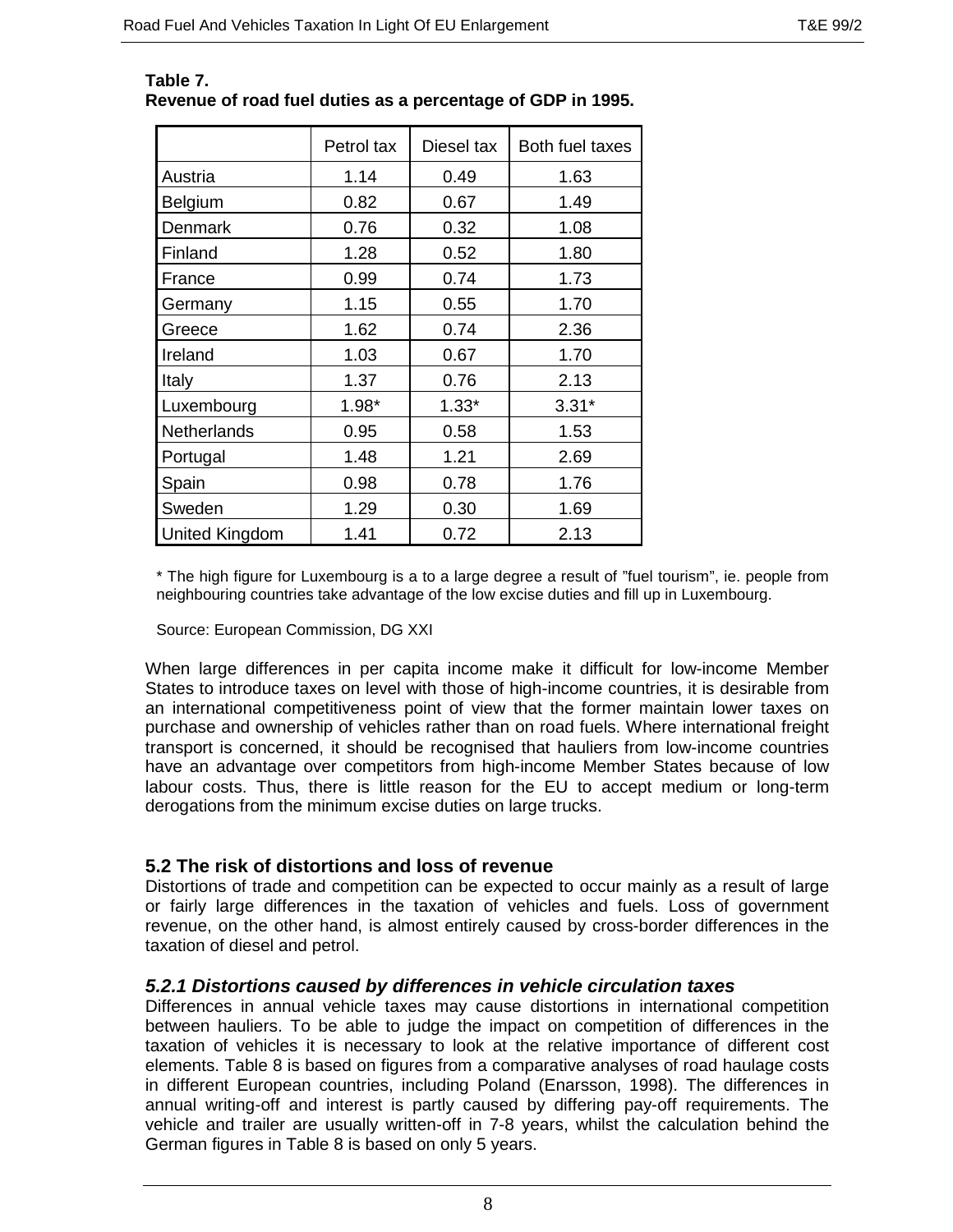**Table 7.**
**Revenue of road fuel duties as a percentage of GDP in 1995.**

| | Petrol tax | Diesel tax | Both fuel taxes |
|---|---|---|---|
| Austria | 1.14 | 0.49 | 1.63 |
| Belgium | 0.82 | 0.67 | 1.49 |
| Denmark | 0.76 | 0.32 | 1.08 |
| Finland | 1.28 | 0.52 | 1.80 |
| France | 0.99 | 0.74 | 1.73 |
| Germany | 1.15 | 0.55 | 1.70 |
| Greece | 1.62 | 0.74 | 2.36 |
| Ireland | 1.03 | 0.67 | 1.70 |
| Italy | 1.37 | 0.76 | 2.13 |
| Luxembourg | 1.98* | 1.33* | 3.31* |
| Netherlands | 0.95 | 0.58 | 1.53 |
| Portugal | 1.48 | 1.21 | 2.69 |
| Spain | 0.98 | 0.78 | 1.76 |
| Sweden | 1.29 | 0.30 | 1.69 |
| United Kingdom | 1.41 | 0.72 | 2.13 |

\* The high figure for Luxembourg is a to a large degree a result of "fuel tourism", ie. people from neighbouring countries take advantage of the low excise duties and fill up in Luxembourg.

Source: European Commission, DG XXI

When large differences in per capita income make it difficult for low-income Member States to introduce taxes on level with those of high-income countries, it is desirable from an international competitiveness point of view that the former maintain lower taxes on purchase and ownership of vehicles rather than on road fuels. Where international freight transport is concerned, it should be recognised that hauliers from low-income countries have an advantage over competitors from high-income Member States because of low labour costs. Thus, there is little reason for the EU to accept medium or long-term derogations from the minimum excise duties on large trucks.

## 5.2 The risk of distortions and loss of revenue

Distortions of trade and competition can be expected to occur mainly as a result of large or fairly large differences in the taxation of vehicles and fuels. Loss of government revenue, on the other hand, is almost entirely caused by cross-border differences in the taxation of diesel and petrol.

### *5.2.1 Distortions caused by differences in vehicle circulation taxes*

Differences in annual vehicle taxes may cause distortions in international competition between hauliers. To be able to judge the impact on competition of differences in the taxation of vehicles it is necessary to look at the relative importance of different cost elements. Table 8 is based on figures from a comparative analyses of road haulage costs in different European countries, including Poland (Enarsson, 1998). The differences in annual writing-off and interest is partly caused by differing pay-off requirements. The vehicle and trailer are usually written-off in 7-8 years, whilst the calculation behind the German figures in Table 8 is based on only 5 years.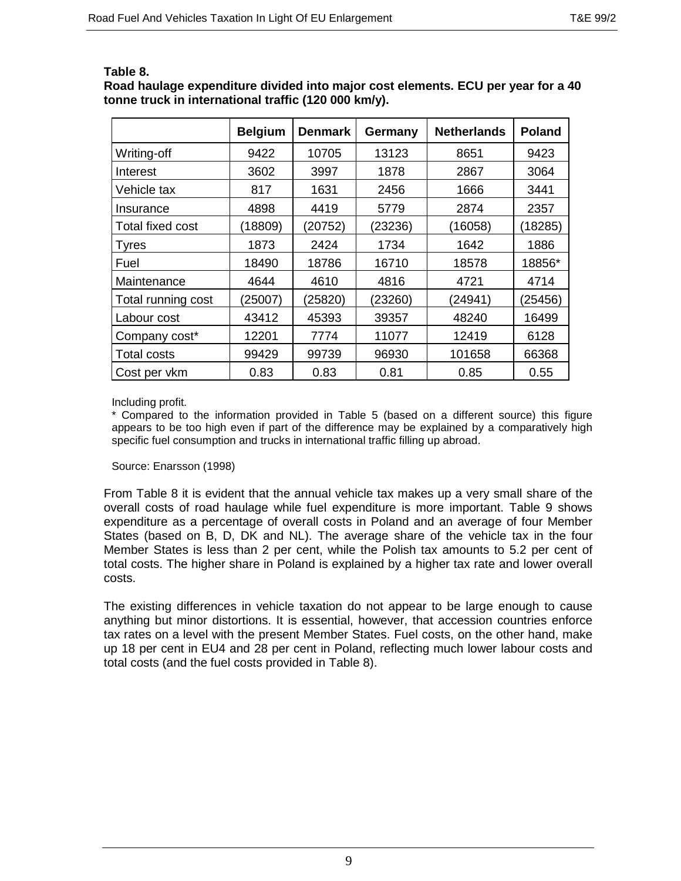**Table 8.**
**Road haulage expenditure divided into major cost elements. ECU per year for a 40 tonne truck in international traffic (120 000 km/y).**

| | Belgium | Denmark | Germany | Netherlands | Poland |
|---|---|---|---|---|---|
| Writing-off | 9422 | 10705 | 13123 | 8651 | 9423 |
| Interest | 3602 | 3997 | 1878 | 2867 | 3064 |
| Vehicle tax | 817 | 1631 | 2456 | 1666 | 3441 |
| Insurance | 4898 | 4419 | 5779 | 2874 | 2357 |
| Total fixed cost | (18809) | (20752) | (23236) | (16058) | (18285) |
| Tyres | 1873 | 2424 | 1734 | 1642 | 1886 |
| Fuel | 18490 | 18786 | 16710 | 18578 | 18856* |
| Maintenance | 4644 | 4610 | 4816 | 4721 | 4714 |
| Total running cost | (25007) | (25820) | (23260) | (24941) | (25456) |
| Labour cost | 43412 | 45393 | 39357 | 48240 | 16499 |
| Company cost* | 12201 | 7774 | 11077 | 12419 | 6128 |
| Total costs | 99429 | 99739 | 96930 | 101658 | 66368 |
| Cost per vkm | 0.83 | 0.83 | 0.81 | 0.85 | 0.55 |

Including profit.

* Compared to the information provided in Table 5 (based on a different source) this figure appears to be too high even if part of the difference may be explained by a comparatively high specific fuel consumption and trucks in international traffic filling up abroad.

Source: Enarsson (1998)

From Table 8 it is evident that the annual vehicle tax makes up a very small share of the overall costs of road haulage while fuel expenditure is more important. Table 9 shows expenditure as a percentage of overall costs in Poland and an average of four Member States (based on B, D, DK and NL). The average share of the vehicle tax in the four Member States is less than 2 per cent, while the Polish tax amounts to 5.2 per cent of total costs. The higher share in Poland is explained by a higher tax rate and lower overall costs.

The existing differences in vehicle taxation do not appear to be large enough to cause anything but minor distortions. It is essential, however, that accession countries enforce tax rates on a level with the present Member States. Fuel costs, on the other hand, make up 18 per cent in EU4 and 28 per cent in Poland, reflecting much lower labour costs and total costs (and the fuel costs provided in Table 8).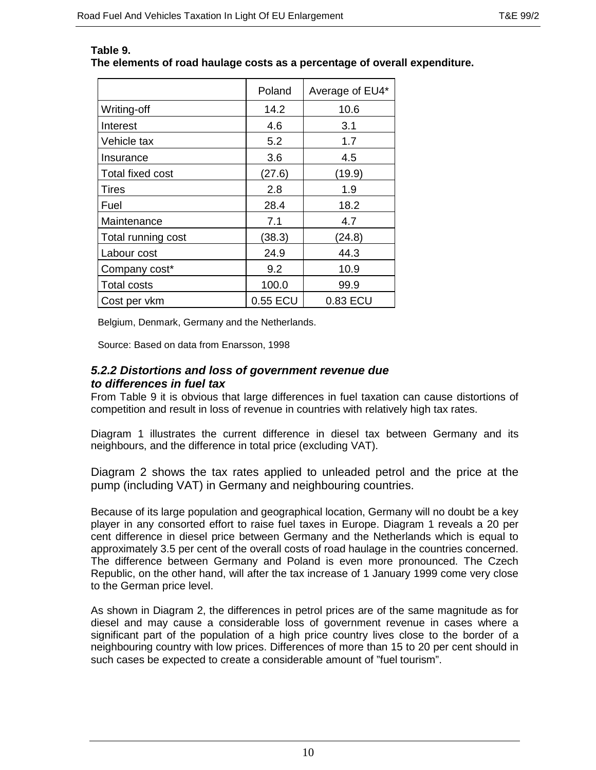**Table 9.**
**The elements of road haulage costs as a percentage of overall expenditure.**

| | Poland | Average of EU4* |
|---|---|---|
| Writing-off | 14.2 | 10.6 |
| Interest | 4.6 | 3.1 |
| Vehicle tax | 5.2 | 1.7 |
| Insurance | 3.6 | 4.5 |
| Total fixed cost | (27.6) | (19.9) |
| Tires | 2.8 | 1.9 |
| Fuel | 28.4 | 18.2 |
| Maintenance | 7.1 | 4.7 |
| Total running cost | (38.3) | (24.8) |
| Labour cost | 24.9 | 44.3 |
| Company cost* | 9.2 | 10.9 |
| Total costs | 100.0 | 99.9 |
| Cost per vkm | 0.55 ECU | 0.83 ECU |

Belgium, Denmark, Germany and the Netherlands.

Source: Based on data from Enarsson, 1998

### *5.2.2 Distortions and loss of government revenue due to differences in fuel tax*

From Table 9 it is obvious that large differences in fuel taxation can cause distortions of competition and result in loss of revenue in countries with relatively high tax rates.

Diagram 1 illustrates the current difference in diesel tax between Germany and its neighbours, and the difference in total price (excluding VAT).

Diagram 2 shows the tax rates applied to unleaded petrol and the price at the pump (including VAT) in Germany and neighbouring countries.

Because of its large population and geographical location, Germany will no doubt be a key player in any consorted effort to raise fuel taxes in Europe. Diagram 1 reveals a 20 per cent difference in diesel price between Germany and the Netherlands which is equal to approximately 3.5 per cent of the overall costs of road haulage in the countries concerned. The difference between Germany and Poland is even more pronounced. The Czech Republic, on the other hand, will after the tax increase of 1 January 1999 come very close to the German price level.

As shown in Diagram 2, the differences in petrol prices are of the same magnitude as for diesel and may cause a considerable loss of government revenue in cases where a significant part of the population of a high price country lives close to the border of a neighbouring country with low prices. Differences of more than 15 to 20 per cent should in such cases be expected to create a considerable amount of ”fuel tourism”.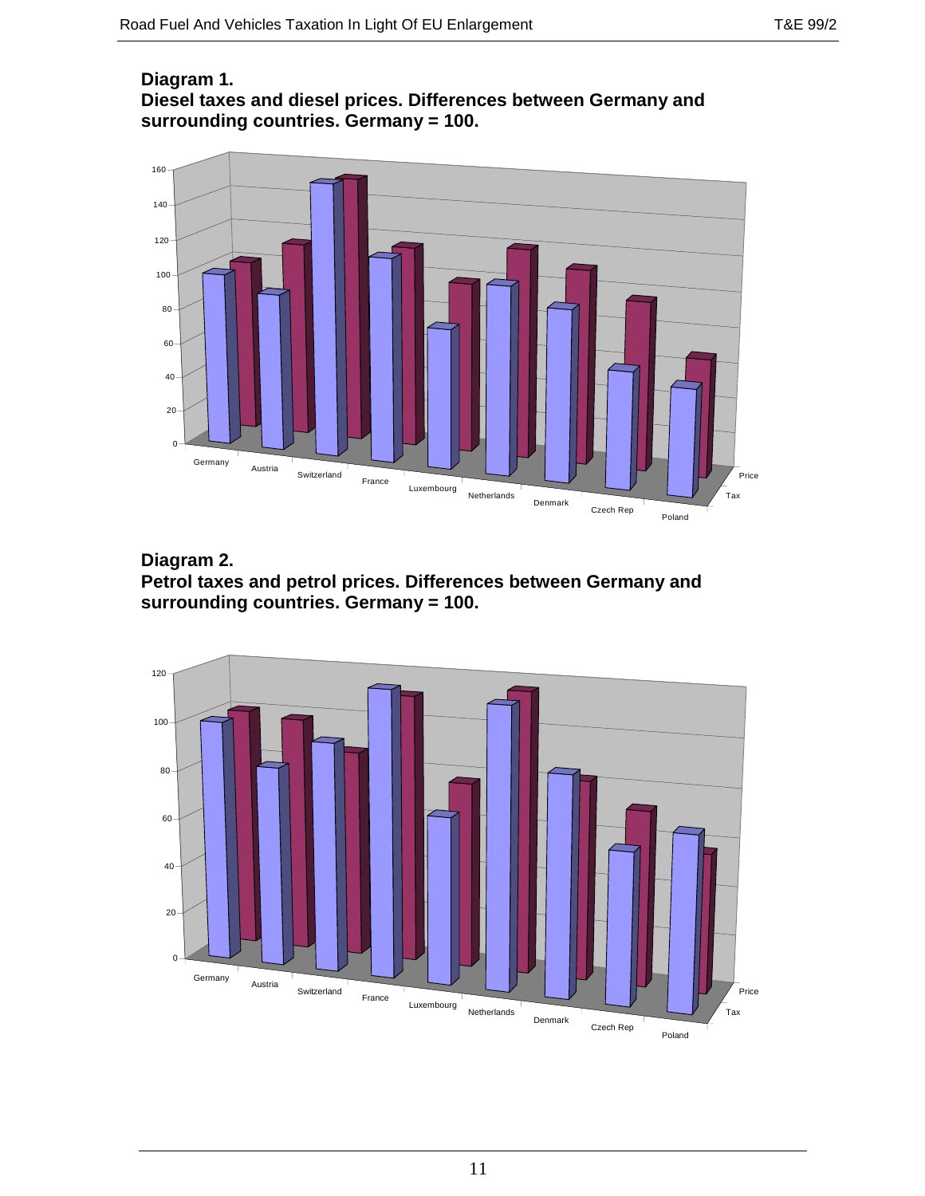**Diagram 1.**
**Diesel taxes and diesel prices. Differences between Germany and surrounding countries. Germany = 100.**

**Diagram 2.**
**Petrol taxes and petrol prices. Differences between Germany and surrounding countries. Germany = 100.**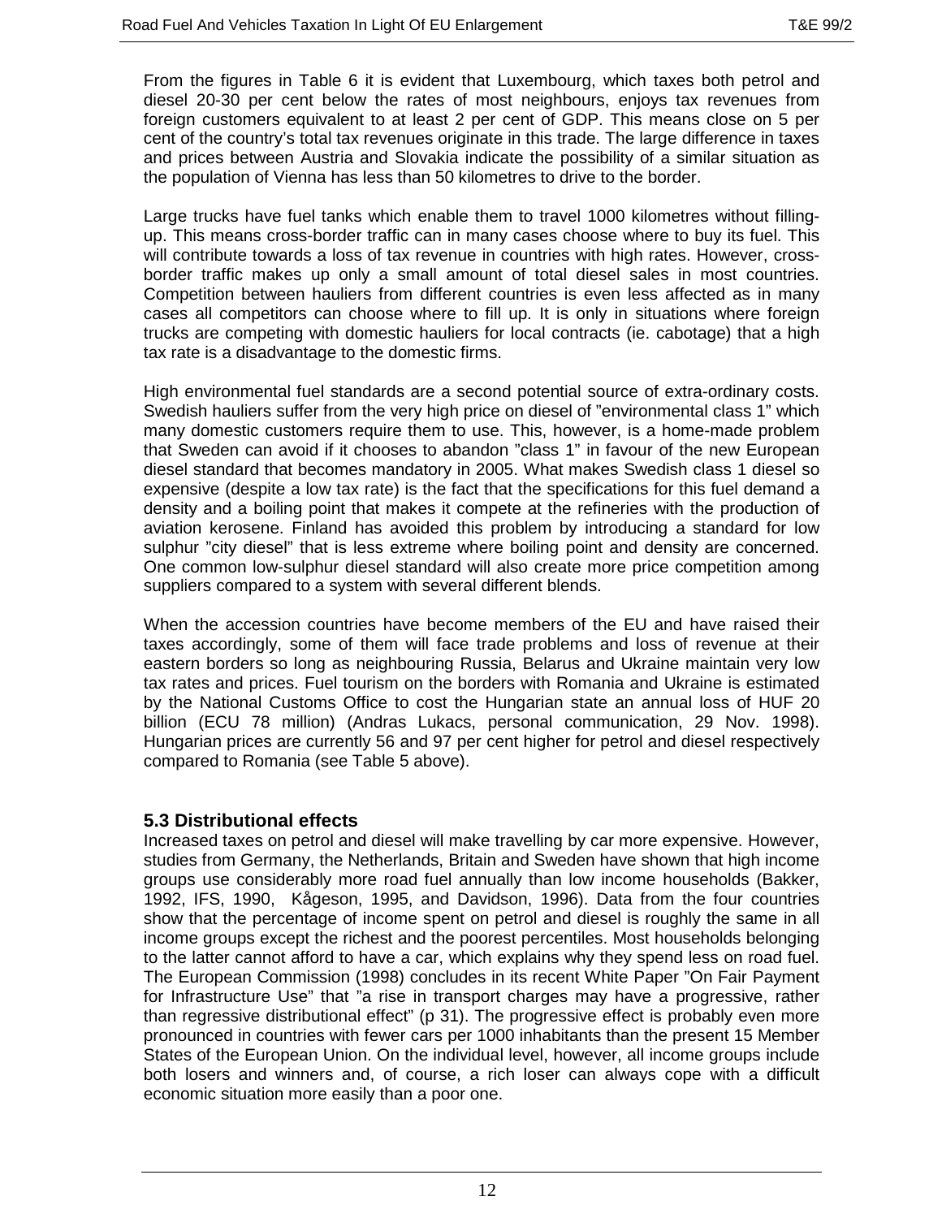From the figures in Table 6 it is evident that Luxembourg, which taxes both petrol and diesel 20-30 per cent below the rates of most neighbours, enjoys tax revenues from foreign customers equivalent to at least 2 per cent of GDP. This means close on 5 per cent of the country's total tax revenues originate in this trade. The large difference in taxes and prices between Austria and Slovakia indicate the possibility of a similar situation as the population of Vienna has less than 50 kilometres to drive to the border.

Large trucks have fuel tanks which enable them to travel 1000 kilometres without filling-up. This means cross-border traffic can in many cases choose where to buy its fuel. This will contribute towards a loss of tax revenue in countries with high rates. However, cross-border traffic makes up only a small amount of total diesel sales in most countries. Competition between hauliers from different countries is even less affected as in many cases all competitors can choose where to fill up. It is only in situations where foreign trucks are competing with domestic hauliers for local contracts (ie. cabotage) that a high tax rate is a disadvantage to the domestic firms.

High environmental fuel standards are a second potential source of extra-ordinary costs. Swedish hauliers suffer from the very high price on diesel of "environmental class 1" which many domestic customers require them to use. This, however, is a home-made problem that Sweden can avoid if it chooses to abandon "class 1" in favour of the new European diesel standard that becomes mandatory in 2005. What makes Swedish class 1 diesel so expensive (despite a low tax rate) is the fact that the specifications for this fuel demand a density and a boiling point that makes it compete at the refineries with the production of aviation kerosene. Finland has avoided this problem by introducing a standard for low sulphur "city diesel" that is less extreme where boiling point and density are concerned. One common low-sulphur diesel standard will also create more price competition among suppliers compared to a system with several different blends.

When the accession countries have become members of the EU and have raised their taxes accordingly, some of them will face trade problems and loss of revenue at their eastern borders so long as neighbouring Russia, Belarus and Ukraine maintain very low tax rates and prices. Fuel tourism on the borders with Romania and Ukraine is estimated by the National Customs Office to cost the Hungarian state an annual loss of HUF 20 billion (ECU 78 million) (Andras Lukacs, personal communication, 29 Nov. 1998). Hungarian prices are currently 56 and 97 per cent higher for petrol and diesel respectively compared to Romania (see Table 5 above).

### 5.3 Distributional effects

Increased taxes on petrol and diesel will make travelling by car more expensive. However, studies from Germany, the Netherlands, Britain and Sweden have shown that high income groups use considerably more road fuel annually than low income households (Bakker, 1992, IFS, 1990, Kågeson, 1995, and Davidson, 1996). Data from the four countries show that the percentage of income spent on petrol and diesel is roughly the same in all income groups except the richest and the poorest percentiles. Most households belonging to the latter cannot afford to have a car, which explains why they spend less on road fuel. The European Commission (1998) concludes in its recent White Paper "On Fair Payment for Infrastructure Use" that "a rise in transport charges may have a progressive, rather than regressive distributional effect" (p 31). The progressive effect is probably even more pronounced in countries with fewer cars per 1000 inhabitants than the present 15 Member States of the European Union. On the individual level, however, all income groups include both losers and winners and, of course, a rich loser can always cope with a difficult economic situation more easily than a poor one.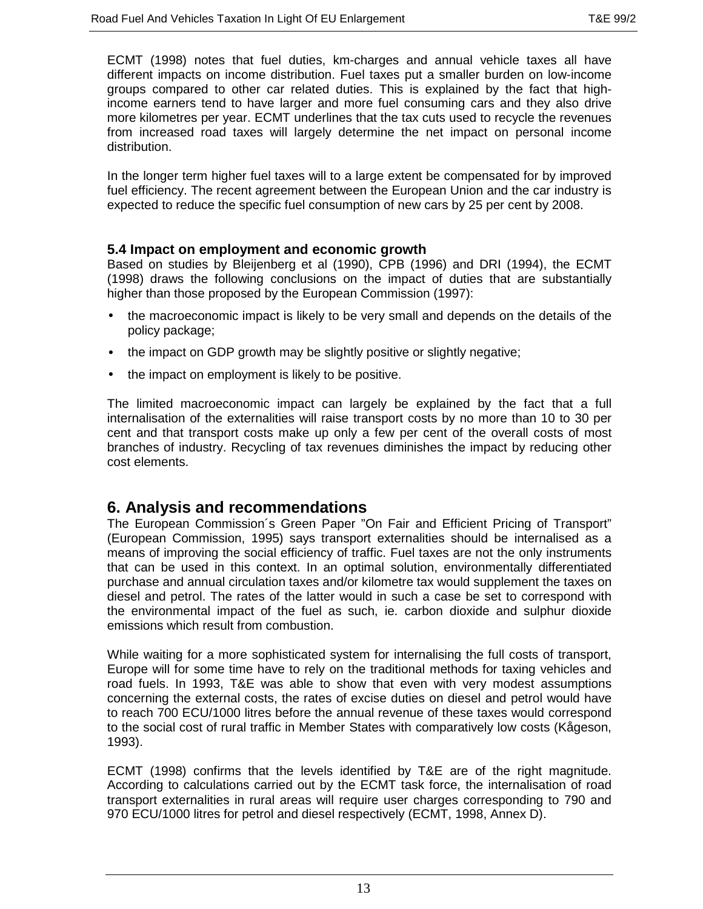ECMT (1998) notes that fuel duties, km-charges and annual vehicle taxes all have different impacts on income distribution. Fuel taxes put a smaller burden on low-income groups compared to other car related duties. This is explained by the fact that high-income earners tend to have larger and more fuel consuming cars and they also drive more kilometres per year. ECMT underlines that the tax cuts used to recycle the revenues from increased road taxes will largely determine the net impact on personal income distribution.

In the longer term higher fuel taxes will to a large extent be compensated for by improved fuel efficiency. The recent agreement between the European Union and the car industry is expected to reduce the specific fuel consumption of new cars by 25 per cent by 2008.

### 5.4 Impact on employment and economic growth

Based on studies by Bleijenberg et al (1990), CPB (1996) and DRI (1994), the ECMT (1998) draws the following conclusions on the impact of duties that are substantially higher than those proposed by the European Commission (1997):

- the macroeconomic impact is likely to be very small and depends on the details of the policy package;
- the impact on GDP growth may be slightly positive or slightly negative;
- the impact on employment is likely to be positive.

The limited macroeconomic impact can largely be explained by the fact that a full internalisation of the externalities will raise transport costs by no more than 10 to 30 per cent and that transport costs make up only a few per cent of the overall costs of most branches of industry. Recycling of tax revenues diminishes the impact by reducing other cost elements.

## 6. Analysis and recommendations

The European Commission´s Green Paper ”On Fair and Efficient Pricing of Transport” (European Commission, 1995) says transport externalities should be internalised as a means of improving the social efficiency of traffic. Fuel taxes are not the only instruments that can be used in this context. In an optimal solution, environmentally differentiated purchase and annual circulation taxes and/or kilometre tax would supplement the taxes on diesel and petrol. The rates of the latter would in such a case be set to correspond with the environmental impact of the fuel as such, ie. carbon dioxide and sulphur dioxide emissions which result from combustion.

While waiting for a more sophisticated system for internalising the full costs of transport, Europe will for some time have to rely on the traditional methods for taxing vehicles and road fuels. In 1993, T&E was able to show that even with very modest assumptions concerning the external costs, the rates of excise duties on diesel and petrol would have to reach 700 ECU/1000 litres before the annual revenue of these taxes would correspond to the social cost of rural traffic in Member States with comparatively low costs (Kågeson, 1993).

ECMT (1998) confirms that the levels identified by T&E are of the right magnitude. According to calculations carried out by the ECMT task force, the internalisation of road transport externalities in rural areas will require user charges corresponding to 790 and 970 ECU/1000 litres for petrol and diesel respectively (ECMT, 1998, Annex D).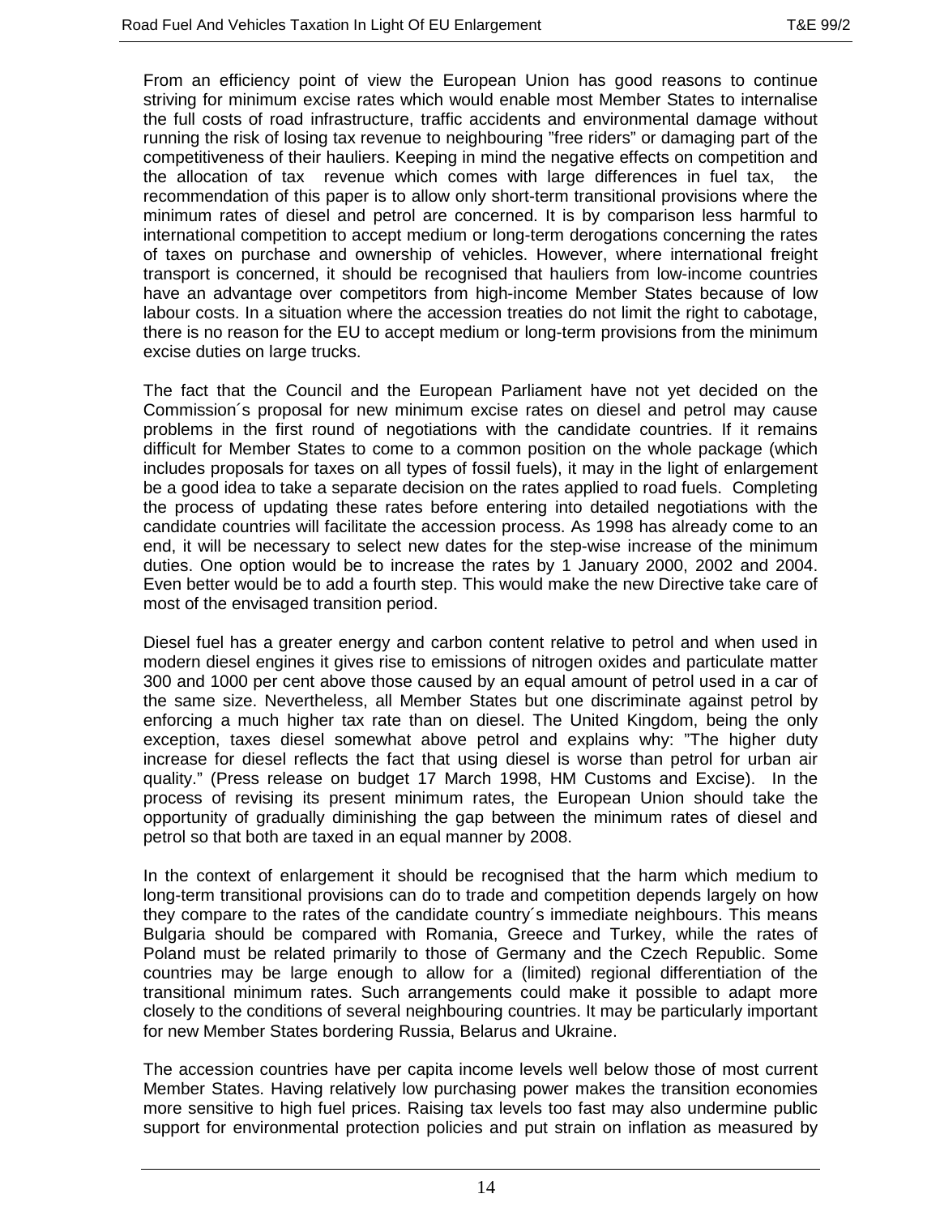From an efficiency point of view the European Union has good reasons to continue striving for minimum excise rates which would enable most Member States to internalise the full costs of road infrastructure, traffic accidents and environmental damage without running the risk of losing tax revenue to neighbouring "free riders" or damaging part of the competitiveness of their hauliers. Keeping in mind the negative effects on competition and the allocation of tax revenue which comes with large differences in fuel tax, the recommendation of this paper is to allow only short-term transitional provisions where the minimum rates of diesel and petrol are concerned. It is by comparison less harmful to international competition to accept medium or long-term derogations concerning the rates of taxes on purchase and ownership of vehicles. However, where international freight transport is concerned, it should be recognised that hauliers from low-income countries have an advantage over competitors from high-income Member States because of low labour costs. In a situation where the accession treaties do not limit the right to cabotage, there is no reason for the EU to accept medium or long-term provisions from the minimum excise duties on large trucks.

The fact that the Council and the European Parliament have not yet decided on the Commission´s proposal for new minimum excise rates on diesel and petrol may cause problems in the first round of negotiations with the candidate countries. If it remains difficult for Member States to come to a common position on the whole package (which includes proposals for taxes on all types of fossil fuels), it may in the light of enlargement be a good idea to take a separate decision on the rates applied to road fuels. Completing the process of updating these rates before entering into detailed negotiations with the candidate countries will facilitate the accession process. As 1998 has already come to an end, it will be necessary to select new dates for the step-wise increase of the minimum duties. One option would be to increase the rates by 1 January 2000, 2002 and 2004. Even better would be to add a fourth step. This would make the new Directive take care of most of the envisaged transition period.

Diesel fuel has a greater energy and carbon content relative to petrol and when used in modern diesel engines it gives rise to emissions of nitrogen oxides and particulate matter 300 and 1000 per cent above those caused by an equal amount of petrol used in a car of the same size. Nevertheless, all Member States but one discriminate against petrol by enforcing a much higher tax rate than on diesel. The United Kingdom, being the only exception, taxes diesel somewhat above petrol and explains why: "The higher duty increase for diesel reflects the fact that using diesel is worse than petrol for urban air quality." (Press release on budget 17 March 1998, HM Customs and Excise). In the process of revising its present minimum rates, the European Union should take the opportunity of gradually diminishing the gap between the minimum rates of diesel and petrol so that both are taxed in an equal manner by 2008.

In the context of enlargement it should be recognised that the harm which medium to long-term transitional provisions can do to trade and competition depends largely on how they compare to the rates of the candidate country´s immediate neighbours. This means Bulgaria should be compared with Romania, Greece and Turkey, while the rates of Poland must be related primarily to those of Germany and the Czech Republic. Some countries may be large enough to allow for a (limited) regional differentiation of the transitional minimum rates. Such arrangements could make it possible to adapt more closely to the conditions of several neighbouring countries. It may be particularly important for new Member States bordering Russia, Belarus and Ukraine.

The accession countries have per capita income levels well below those of most current Member States. Having relatively low purchasing power makes the transition economies more sensitive to high fuel prices. Raising tax levels too fast may also undermine public support for environmental protection policies and put strain on inflation as measured by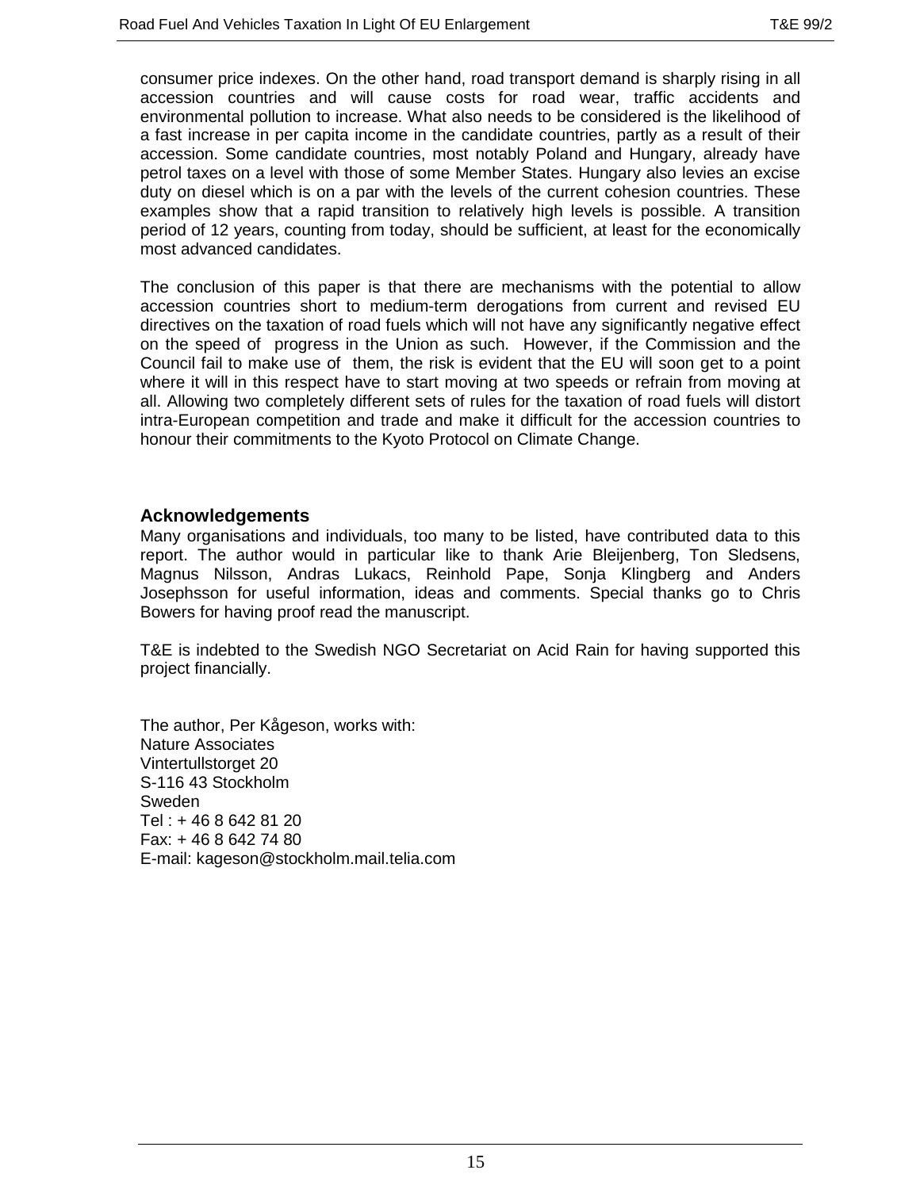consumer price indexes. On the other hand, road transport demand is sharply rising in all accession countries and will cause costs for road wear, traffic accidents and environmental pollution to increase. What also needs to be considered is the likelihood of a fast increase in per capita income in the candidate countries, partly as a result of their accession. Some candidate countries, most notably Poland and Hungary, already have petrol taxes on a level with those of some Member States. Hungary also levies an excise duty on diesel which is on a par with the levels of the current cohesion countries. These examples show that a rapid transition to relatively high levels is possible. A transition period of 12 years, counting from today, should be sufficient, at least for the economically most advanced candidates.

The conclusion of this paper is that there are mechanisms with the potential to allow accession countries short to medium-term derogations from current and revised EU directives on the taxation of road fuels which will not have any significantly negative effect on the speed of progress in the Union as such. However, if the Commission and the Council fail to make use of them, the risk is evident that the EU will soon get to a point where it will in this respect have to start moving at two speeds or refrain from moving at all. Allowing two completely different sets of rules for the taxation of road fuels will distort intra-European competition and trade and make it difficult for the accession countries to honour their commitments to the Kyoto Protocol on Climate Change.

## Acknowledgements

Many organisations and individuals, too many to be listed, have contributed data to this report. The author would in particular like to thank Arie Bleijenberg, Ton Sledsens, Magnus Nilsson, Andras Lukacs, Reinhold Pape, Sonja Klingberg and Anders Josephsson for useful information, ideas and comments. Special thanks go to Chris Bowers for having proof read the manuscript.

T&E is indebted to the Swedish NGO Secretariat on Acid Rain for having supported this project financially.

The author, Per Kågeson, works with:
Nature Associates
Vintertullstorget 20
S-116 43 Stockholm
Sweden
Tel : + 46 8 642 81 20
Fax: + 46 8 642 74 80
E-mail: kageson@stockholm.mail.telia.com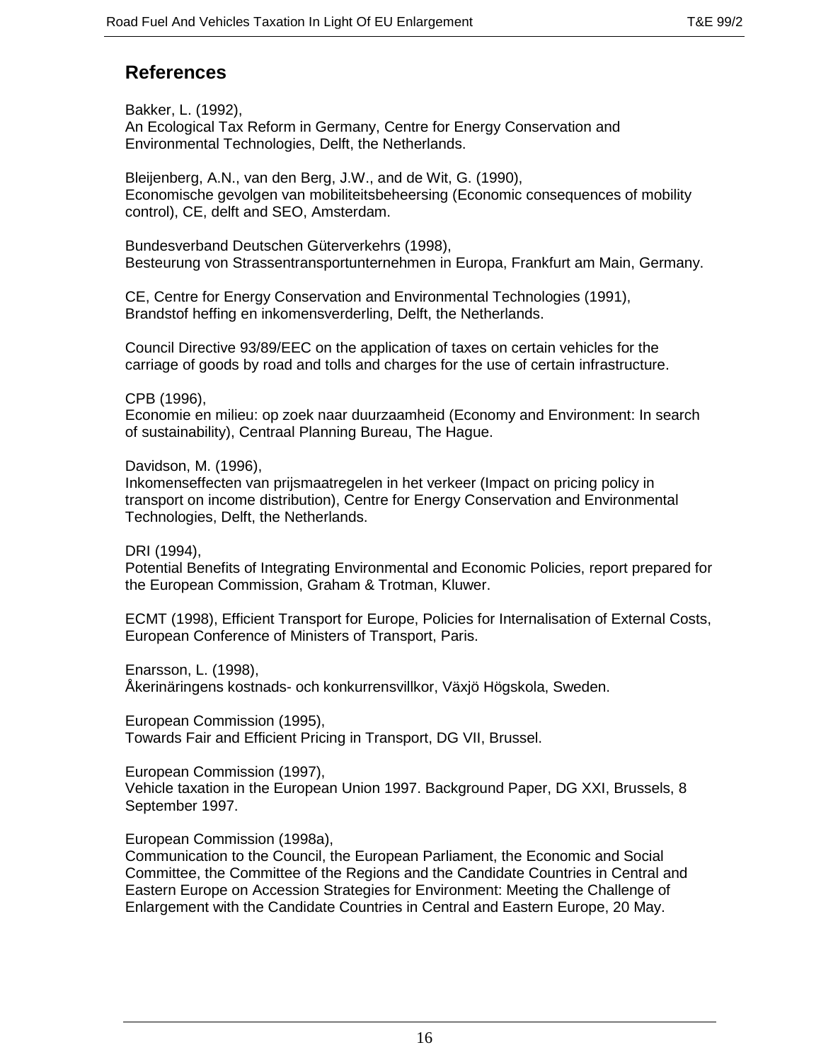## References

Bakker, L. (1992),
An Ecological Tax Reform in Germany, Centre for Energy Conservation and Environmental Technologies, Delft, the Netherlands.

Bleijenberg, A.N., van den Berg, J.W., and de Wit, G. (1990),
Economische gevolgen van mobiliteitsbeheersing (Economic consequences of mobility control), CE, delft and SEO, Amsterdam.

Bundesverband Deutschen Güterverkehrs (1998),
Besteurung von Strassentransportunternehmen in Europa, Frankfurt am Main, Germany.

CE, Centre for Energy Conservation and Environmental Technologies (1991),
Brandstof heffing en inkomensverderling, Delft, the Netherlands.

Council Directive 93/89/EEC on the application of taxes on certain vehicles for the carriage of goods by road and tolls and charges for the use of certain infrastructure.

CPB (1996),
Economie en milieu: op zoek naar duurzaamheid (Economy and Environment: In search of sustainability), Centraal Planning Bureau, The Hague.

Davidson, M. (1996),
Inkomenseffecten van prijsmaatregelen in het verkeer (Impact on pricing policy in transport on income distribution), Centre for Energy Conservation and Environmental Technologies, Delft, the Netherlands.

DRI (1994),
Potential Benefits of Integrating Environmental and Economic Policies, report prepared for the European Commission, Graham & Trotman, Kluwer.

ECMT (1998), Efficient Transport for Europe, Policies for Internalisation of External Costs, European Conference of Ministers of Transport, Paris.

Enarsson, L. (1998),
Åkerinäringens kostnads- och konkurrensvillkor, Växjö Högskola, Sweden.

European Commission (1995),
Towards Fair and Efficient Pricing in Transport, DG VII, Brussel.

European Commission (1997),
Vehicle taxation in the European Union 1997. Background Paper, DG XXI, Brussels, 8 September 1997.

European Commission (1998a),
Communication to the Council, the European Parliament, the Economic and Social Committee, the Committee of the Regions and the Candidate Countries in Central and Eastern Europe on Accession Strategies for Environment: Meeting the Challenge of Enlargement with the Candidate Countries in Central and Eastern Europe, 20 May.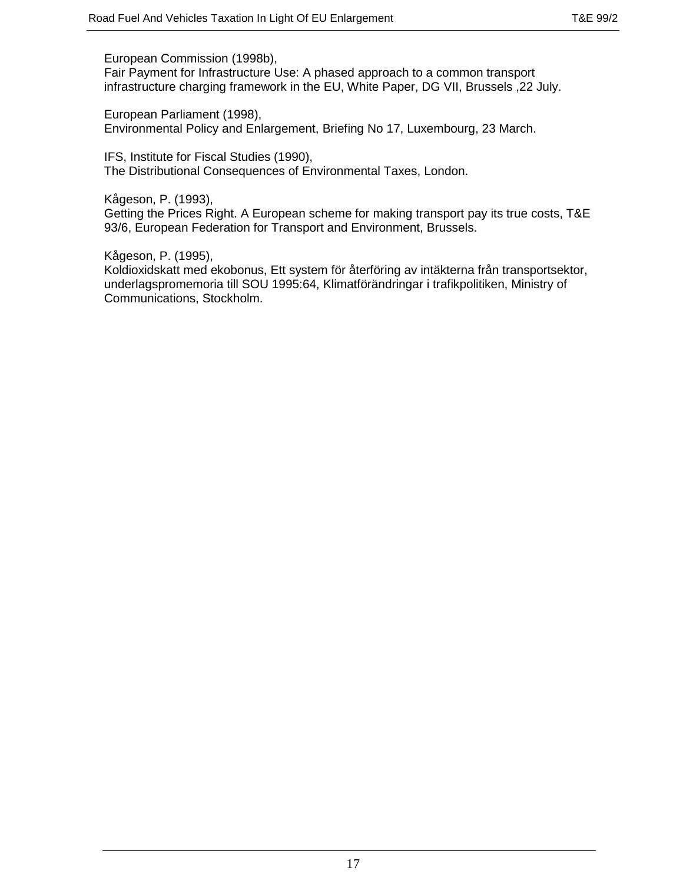European Commission (1998b),
Fair Payment for Infrastructure Use: A phased approach to a common transport infrastructure charging framework in the EU, White Paper, DG VII, Brussels ,22 July.

European Parliament (1998),
Environmental Policy and Enlargement, Briefing No 17, Luxembourg, 23 March.

IFS, Institute for Fiscal Studies (1990),
The Distributional Consequences of Environmental Taxes, London.

Kågeson, P. (1993),
Getting the Prices Right. A European scheme for making transport pay its true costs, T&E 93/6, European Federation for Transport and Environment, Brussels.

Kågeson, P. (1995),
Koldioxidskatt med ekobonus, Ett system för återföring av intäkterna från transportsektor, underlagspromemoria till SOU 1995:64, Klimatförändringar i trafikpolitiken, Ministry of Communications, Stockholm.